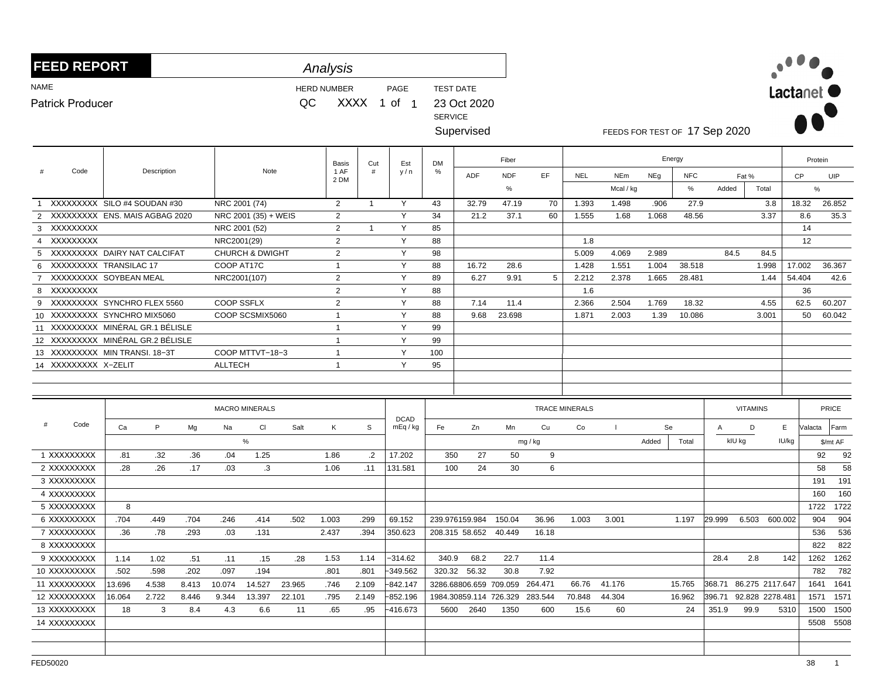# FEED REPORT

*Analysis*

NAME

Patrick Producer

HERD NUMBER: QC XXXX

PAGE: 1 of 1

TEST DATE: 23 Oct 2020

SERVICE: Supervised

FEEDS FOR TEST OF 17 Sep 2020

Lactanet

| # | Code | Description | Note | Basis 1 AF 2 DM | Cut # | Est y / n | DM % | Fiber ADF | Fiber NDF | Fiber EF | Energy NEL | Energy NEm | Energy NEg | Energy NFC | Fat % Added | Fat % Total | Protein CP | Protein UIP |
|---|---|---|---|---|---|---|---|---|---|---|---|---|---|---|---|---|---|---|
| | | | | | | | | | % | | | Mcal / kg | | % | | | % | |
| 1 | XXXXXXXXX | SILO #4 SOUDAN #30 | NRC 2001 (74) | 2 | 1 | Y | 43 | 32.79 | 47.19 | 70 | 1.393 | 1.498 | .906 | 27.9 | | 3.8 | 18.32 | 26.852 |
| 2 | XXXXXXXXX | ENS. MAIS AGBAG 2020 | NRC 2001 (35) + WEIS | 2 | | Y | 34 | 21.2 | 37.1 | 60 | 1.555 | 1.68 | 1.068 | 48.56 | | 3.37 | 8.6 | 35.3 |
| 3 | XXXXXXXXX | | NRC 2001 (52) | 2 | 1 | Y | 85 | | | | | | | | | | 14 | |
| 4 | XXXXXXXXX | | NRC2001(29) | 2 | | Y | 88 | | | | 1.8 | | | | | | 12 | |
| 5 | XXXXXXXXX | DAIRY NAT CALCIFAT | CHURCH & DWIGHT | 2 | | Y | 98 | | | | 5.009 | 4.069 | 2.989 | | 84.5 | 84.5 | | |
| 6 | XXXXXXXXX | TRANSILAC 17 | COOP AT17C | 1 | | Y | 88 | 16.72 | 28.6 | | 1.428 | 1.551 | 1.004 | 38.518 | | 1.998 | 17.002 | 36.367 |
| 7 | XXXXXXXXX | SOYBEAN MEAL | NRC2001(107) | 2 | | Y | 89 | 6.27 | 9.91 | 5 | 2.212 | 2.378 | 1.665 | 28.481 | | 1.44 | 54.404 | 42.6 |
| 8 | XXXXXXXXX | | | 2 | | Y | 88 | | | | 1.6 | | | | | | 36 | |
| 9 | XXXXXXXXX | SYNCHRO FLEX 5560 | COOP SSFLX | 2 | | Y | 88 | 7.14 | 11.4 | | 2.366 | 2.504 | 1.769 | 18.32 | | 4.55 | 62.5 | 60.207 |
| 10 | XXXXXXXXX | SYNCHRO MIX5060 | COOP SCSMIX5060 | 1 | | Y | 88 | 9.68 | 23.698 | | 1.871 | 2.003 | 1.39 | 10.086 | | 3.001 | 50 | 60.042 |
| 11 | XXXXXXXXX | MINÉRAL GR.1 BÉLISLE | | 1 | | Y | 99 | | | | | | | | | | | |
| 12 | XXXXXXXXX | MINÉRAL GR.2 BÉLISLE | | 1 | | Y | 99 | | | | | | | | | | | |
| 13 | XXXXXXXXX | MIN TRANSI. 18−3T | COOP MTTVT−18−3 | 1 | | Y | 100 | | | | | | | | | | | |
| 14 | XXXXXXXXX | X−ZELIT | ALLTECH | 1 | | Y | 95 | | | | | | | | | | | |

| # | Code | Ca | P | Mg | Na | Cl | Salt | K | S | DCAD mEq / kg | Fe | Zn | Mn | Cu | Co | I | Se Added | Se Total | A | D | E | Price Valacta | Price Farm |
|---|---|---|---|---|---|---|---|---|---|---|---|---|---|---|---|---|---|---|---|---|---|---|---|
| | | MACRO MINERALS % | | | | | | | | | TRACE MINERALS mg / kg | | | | | | | | VITAMINS kIU kg | | IU/kg | $/mt AF | |
| 1 | XXXXXXXXX | .81 | .32 | .36 | .04 | 1.25 | | 1.86 | .2 | 17.202 | 350 | 27 | 50 | 9 | | | | | | | | 92 | 92 |
| 2 | XXXXXXXXX | .28 | .26 | .17 | .03 | .3 | | 1.06 | .11 | 131.581 | 100 | 24 | 30 | 6 | | | | | | | | 58 | 58 |
| 3 | XXXXXXXXX | | | | | | | | | | | | | | | | | | | | | 191 | 191 |
| 4 | XXXXXXXXX | | | | | | | | | | | | | | | | | | | | | 160 | 160 |
| 5 | XXXXXXXXX | 8 | | | | | | | | | | | | | | | | | | | | 1722 | 1722 |
| 6 | XXXXXXXXX | .704 | .449 | .704 | .246 | .414 | .502 | 1.003 | .299 | 69.152 | 239.976 | 159.984 | 150.04 | 36.96 | 1.003 | 3.001 | | 1.197 | 29.999 | 6.503 | 600.002 | 904 | 904 |
| 7 | XXXXXXXXX | .36 | .78 | .293 | .03 | .131 | | 2.437 | .394 | 350.623 | 208.315 | 58.652 | 40.449 | 16.18 | | | | | | | | 536 | 536 |
| 8 | XXXXXXXXX | | | | | | | | | | | | | | | | | | | | | 822 | 822 |
| 9 | XXXXXXXXX | 1.14 | 1.02 | .51 | .11 | .15 | .28 | 1.53 | 1.14 | −314.62 | 340.9 | 68.2 | 22.7 | 11.4 | | | | | 28.4 | 2.8 | 142 | 1262 | 1262 |
| 10 | XXXXXXXXX | .502 | .598 | .202 | .097 | .194 | | .801 | .801 | −349.562 | 320.32 | 56.32 | 30.8 | 7.92 | | | | | | | | 782 | 782 |
| 11 | XXXXXXXXX | 13.696 | 4.538 | 8.413 | 10.074 | 14.527 | 23.965 | .746 | 2.109 | −842.147 | 3286.688 | 806.659 | 709.059 | 264.471 | 66.76 | 41.176 | | 15.765 | 368.71 | 86.275 | 2117.647 | 1641 | 1641 |
| 12 | XXXXXXXXX | 16.064 | 2.722 | 8.446 | 9.344 | 13.397 | 22.101 | .795 | 2.149 | −852.196 | 1984.308 | 859.114 | 726.329 | 283.544 | 70.848 | 44.304 | | 16.962 | 396.71 | 92.828 | 2278.481 | 1571 | 1571 |
| 13 | XXXXXXXXX | 18 | 3 | 8.4 | 4.3 | 6.6 | 11 | .65 | .95 | −416.673 | 5600 | 2640 | 1350 | 600 | 15.6 | 60 | | 24 | 351.9 | 99.9 | 5310 | 1500 | 1500 |
| 14 | XXXXXXXXX | | | | | | | | | | | | | | | | | | | | | 5508 | 5508 |

FED50020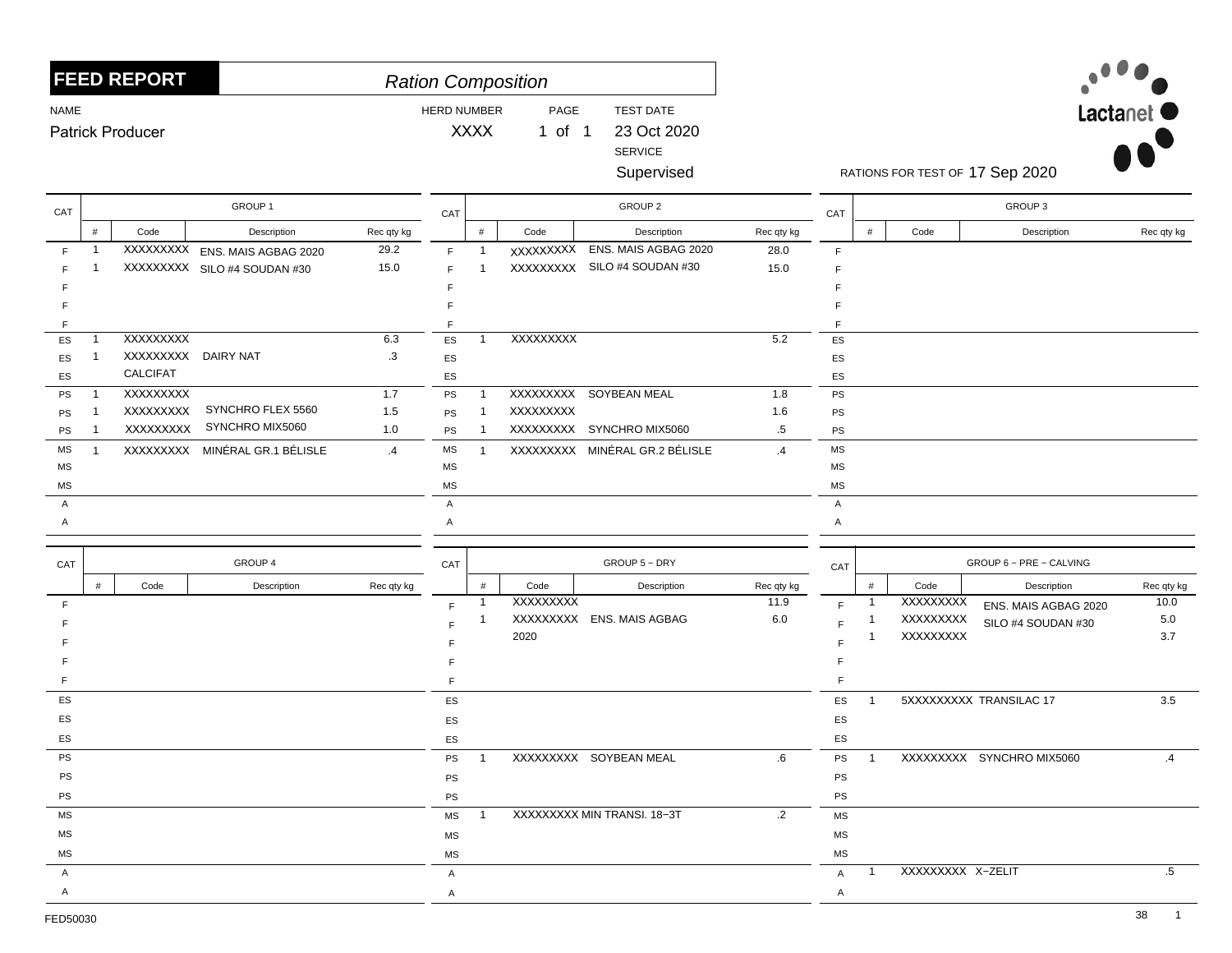# FEED REPORT

*Ration Composition*

| NAME | HERD NUMBER | PAGE | TEST DATE |
|---|---|---|---|
| Patrick Producer | XXXX | 1 of 1 | 23 Oct 2020 |

SERVICE: Supervised

RATIONS FOR TEST OF 17 Sep 2020

Lactanet

## GROUP 1

| CAT | # | Code | Description | Rec qty kg |
|---|---|---|---|---|
| F | 1 | XXXXXXXXX | ENS. MAIS AGBAG 2020 | 29.2 |
| F | 1 | XXXXXXXXX | SILO #4 SOUDAN #30 | 15.0 |
| F | | | | |
| F | | | | |
| F | | | | |
| ES | 1 | XXXXXXXXX | | 6.3 |
| ES | 1 | XXXXXXXXX | DAIRY NAT | .3 |
| ES | | CALCIFAT | | |
| PS | 1 | XXXXXXXXX | | 1.7 |
| PS | 1 | XXXXXXXXX | SYNCHRO FLEX 5560 | 1.5 |
| PS | 1 | XXXXXXXXX | SYNCHRO MIX5060 | 1.0 |
| MS | 1 | XXXXXXXXX | MINÉRAL GR.1 BÉLISLE | .4 |
| MS | | | | |
| MS | | | | |
| A | | | | |
| A | | | | |

## GROUP 2

| CAT | # | Code | Description | Rec qty kg |
|---|---|---|---|---|
| F | 1 | XXXXXXXXX | ENS. MAIS AGBAG 2020 | 28.0 |
| F | 1 | XXXXXXXXX | SILO #4 SOUDAN #30 | 15.0 |
| F | | | | |
| F | | | | |
| F | | | | |
| ES | 1 | XXXXXXXXX | | 5.2 |
| ES | | | | |
| ES | | | | |
| PS | 1 | XXXXXXXXX | SOYBEAN MEAL | 1.8 |
| PS | 1 | XXXXXXXXX | | 1.6 |
| PS | 1 | XXXXXXXXX | SYNCHRO MIX5060 | .5 |
| MS | 1 | XXXXXXXXX | MINÉRAL GR.2 BÉLISLE | .4 |
| MS | | | | |
| MS | | | | |
| A | | | | |
| A | | | | |

## GROUP 3

| CAT | # | Code | Description | Rec qty kg |
|---|---|---|---|---|
| F | | | | |
| F | | | | |
| F | | | | |
| F | | | | |
| F | | | | |
| ES | | | | |
| ES | | | | |
| ES | | | | |
| PS | | | | |
| PS | | | | |
| PS | | | | |
| MS | | | | |
| MS | | | | |
| MS | | | | |
| A | | | | |
| A | | | | |

## GROUP 4

| CAT | # | Code | Description | Rec qty kg |
|---|---|---|---|---|
| F | | | | |
| F | | | | |
| F | | | | |
| F | | | | |
| F | | | | |
| ES | | | | |
| ES | | | | |
| ES | | | | |
| PS | | | | |
| PS | | | | |
| PS | | | | |
| MS | | | | |
| MS | | | | |
| MS | | | | |
| A | | | | |
| A | | | | |

## GROUP 5 − DRY

| CAT | # | Code | Description | Rec qty kg |
|---|---|---|---|---|
| F | 1 | XXXXXXXXX | | 11.9 |
| F | 1 | XXXXXXXXX | ENS. MAIS AGBAG | 6.0 |
| F | | 2020 | | |
| F | | | | |
| F | | | | |
| ES | | | | |
| ES | | | | |
| ES | | | | |
| PS | 1 | XXXXXXXXX | SOYBEAN MEAL | .6 |
| PS | | | | |
| PS | | | | |
| MS | 1 | XXXXXXXXX | MIN TRANSI. 18−3T | .2 |
| MS | | | | |
| MS | | | | |
| A | | | | |
| A | | | | |

## GROUP 6 − PRE − CALVING

| CAT | # | Code | Description | Rec qty kg |
|---|---|---|---|---|
| F | 1 | XXXXXXXXX | ENS. MAIS AGBAG 2020 | 10.0 |
| F | 1 | XXXXXXXXX | SILO #4 SOUDAN #30 | 5.0 |
| F | 1 | XXXXXXXXX | | 3.7 |
| F | | | | |
| F | | | | |
| ES | 1 | 5XXXXXXXXX | TRANSILAC 17 | 3.5 |
| ES | | | | |
| ES | | | | |
| PS | 1 | XXXXXXXXX | SYNCHRO MIX5060 | .4 |
| PS | | | | |
| PS | | | | |
| MS | | | | |
| MS | | | | |
| MS | | | | |
| A | 1 | XXXXXXXXX | X−ZELIT | .5 |
| A | | | | |

FED50030